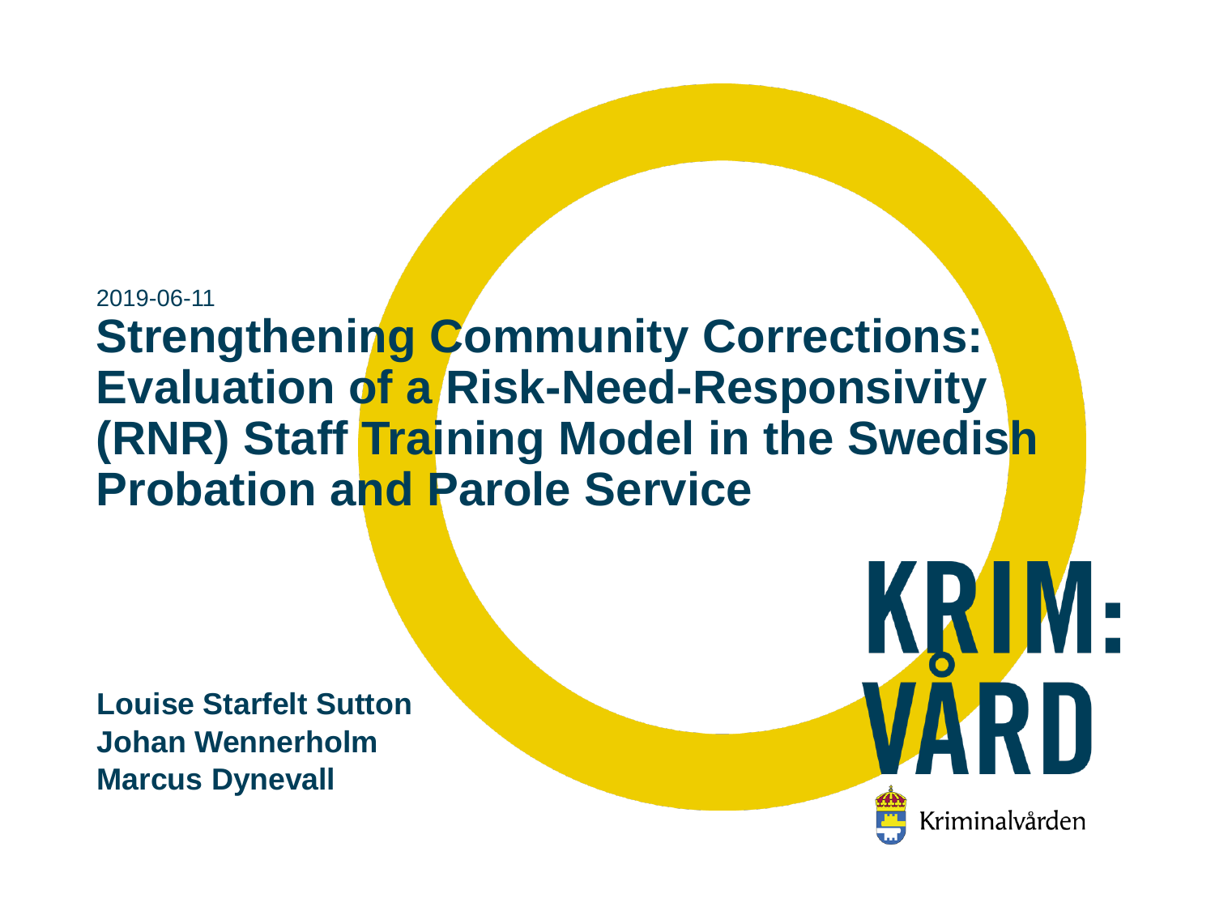2019-06-11

# Strengthening Community Corrections: Evaluation of a Risk-Need-Responsivity (RNR) Staff Training Model in the Swedish Probation and Parole Service

**Louise Starfelt Sutton**
**Johan Wennerholm**
**Marcus Dynevall**

KRIM:VÅRD

Kriminalvården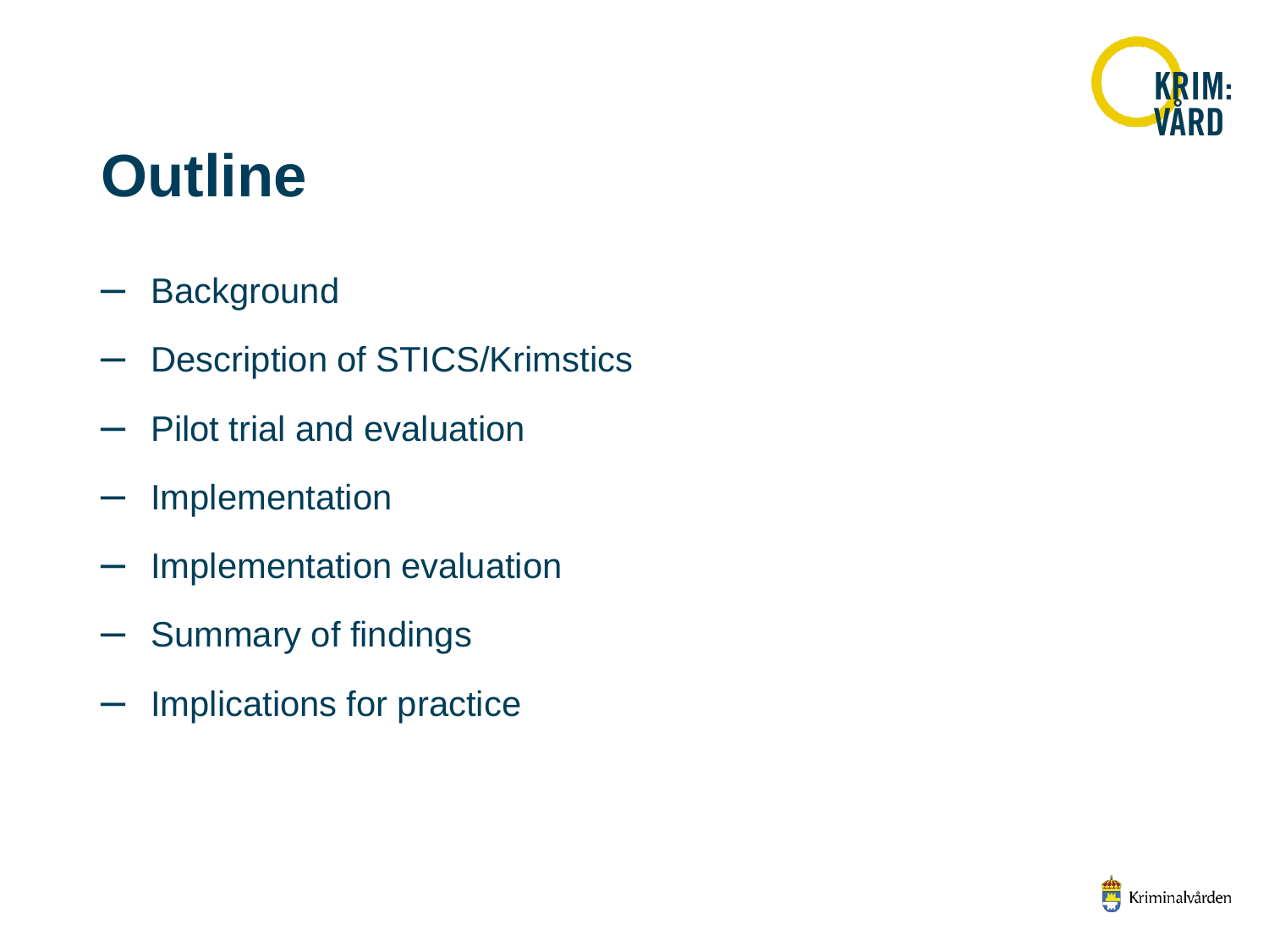# Outline

- Background
- Description of STICS/Krimstics
- Pilot trial and evaluation
- Implementation
- Implementation evaluation
- Summary of findings
- Implications for practice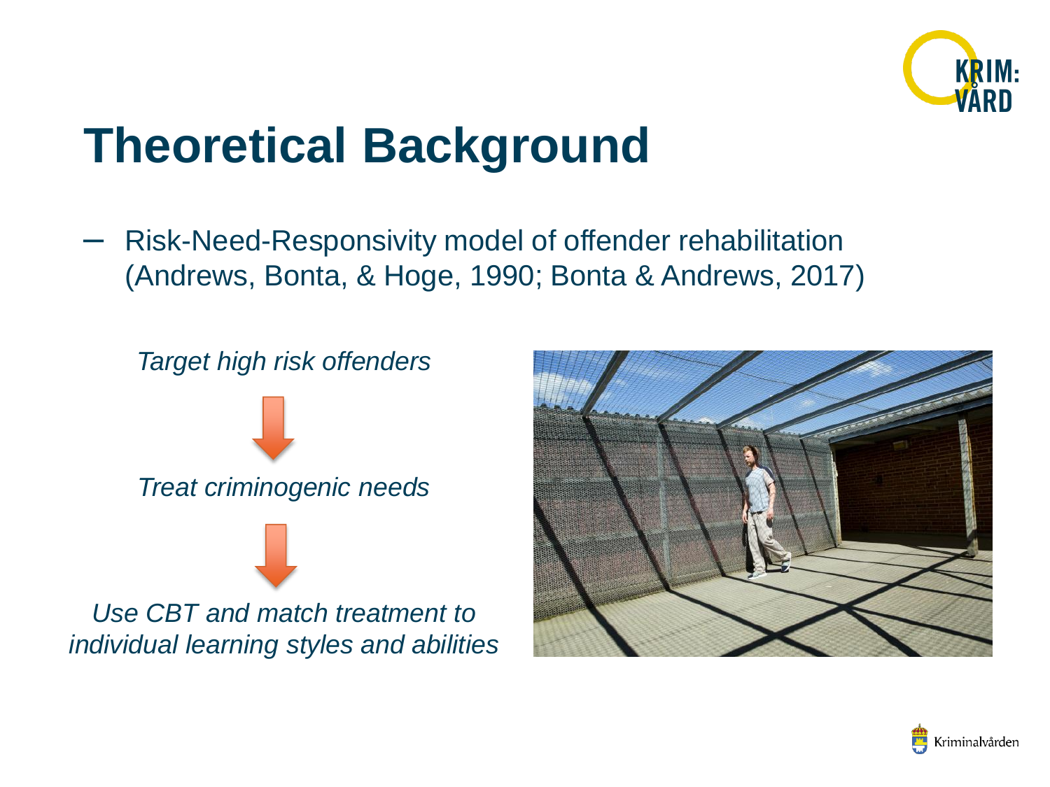# Theoretical Background

– Risk-Need-Responsivity model of offender rehabilitation (Andrews, Bonta, & Hoge, 1990; Bonta & Andrews, 2017)

*Target high risk offenders*

↓

*Treat criminogenic needs*

↓

*Use CBT and match treatment to individual learning styles and abilities*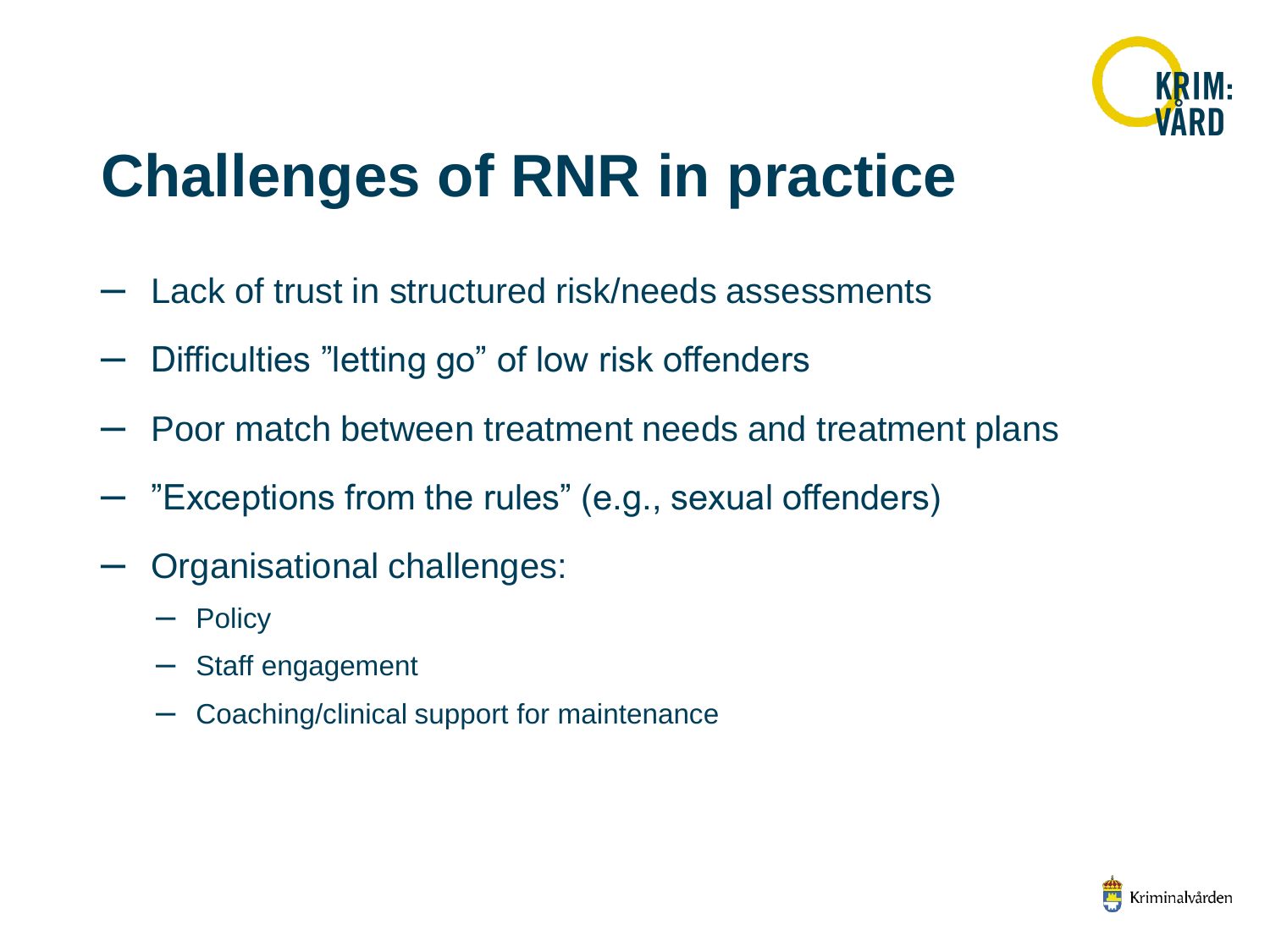# Challenges of RNR in practice

- Lack of trust in structured risk/needs assessments
- Difficulties ”letting go” of low risk offenders
- Poor match between treatment needs and treatment plans
- ”Exceptions from the rules” (e.g., sexual offenders)
- Organisational challenges:
  - Policy
  - Staff engagement
  - Coaching/clinical support for maintenance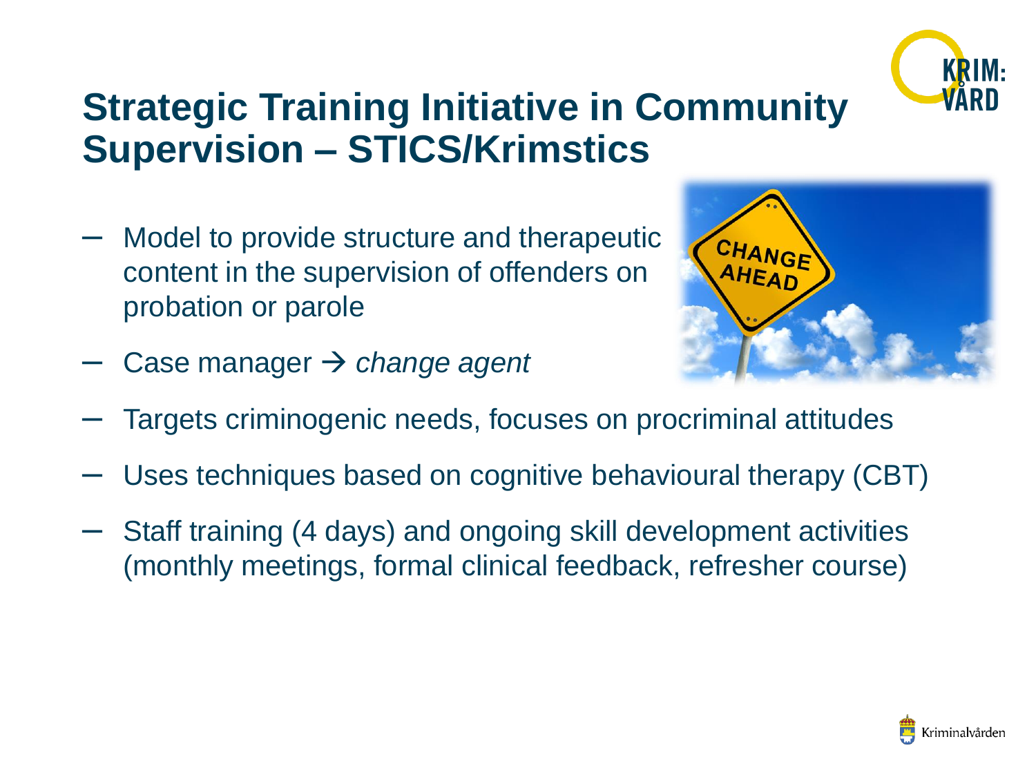# Strategic Training Initiative in Community Supervision – STICS/Krimstics

- Model to provide structure and therapeutic content in the supervision of offenders on probation or parole
- Case manager → *change agent*
- Targets criminogenic needs, focuses on procriminal attitudes
- Uses techniques based on cognitive behavioural therapy (CBT)
- Staff training (4 days) and ongoing skill development activities (monthly meetings, formal clinical feedback, refresher course)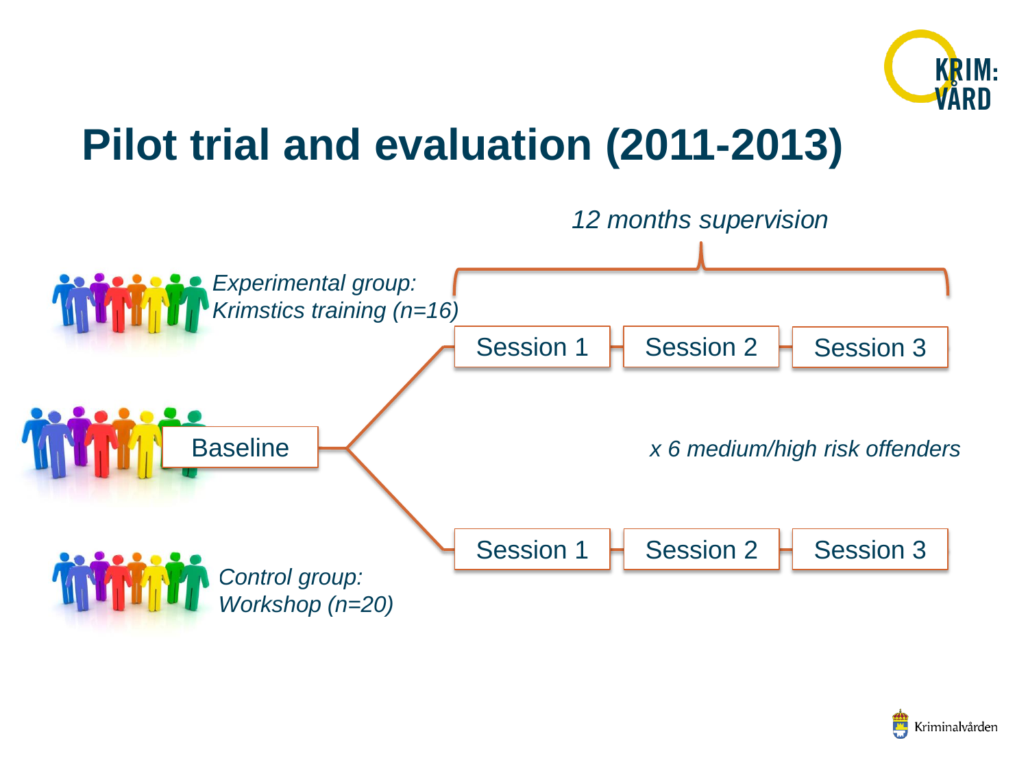# Pilot trial and evaluation (2011-2013)

*12 months supervision*

*Experimental group: Krimstics training (n=16)*

Session 1 — Session 2 — Session 3

Baseline

*x 6 medium/high risk offenders*

Session 1 — Session 2 — Session 3

*Control group: Workshop (n=20)*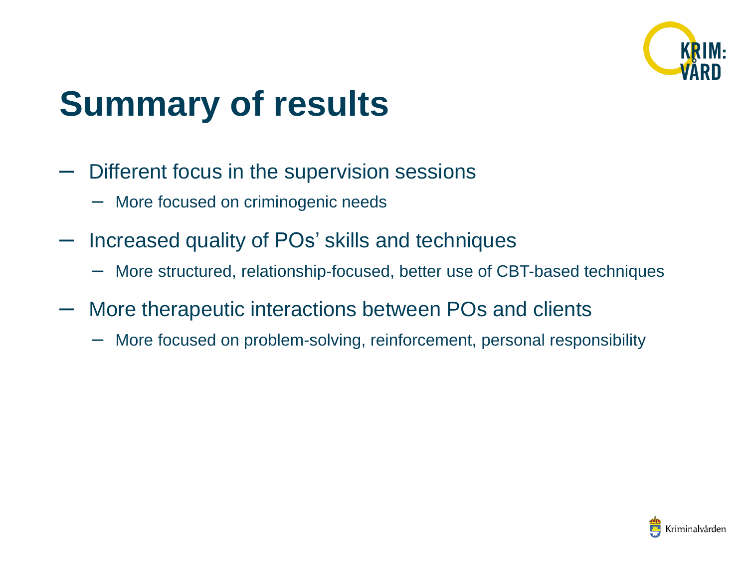# Summary of results

- Different focus in the supervision sessions
  - More focused on criminogenic needs
- Increased quality of POs' skills and techniques
  - More structured, relationship-focused, better use of CBT-based techniques
- More therapeutic interactions between POs and clients
  - More focused on problem-solving, reinforcement, personal responsibility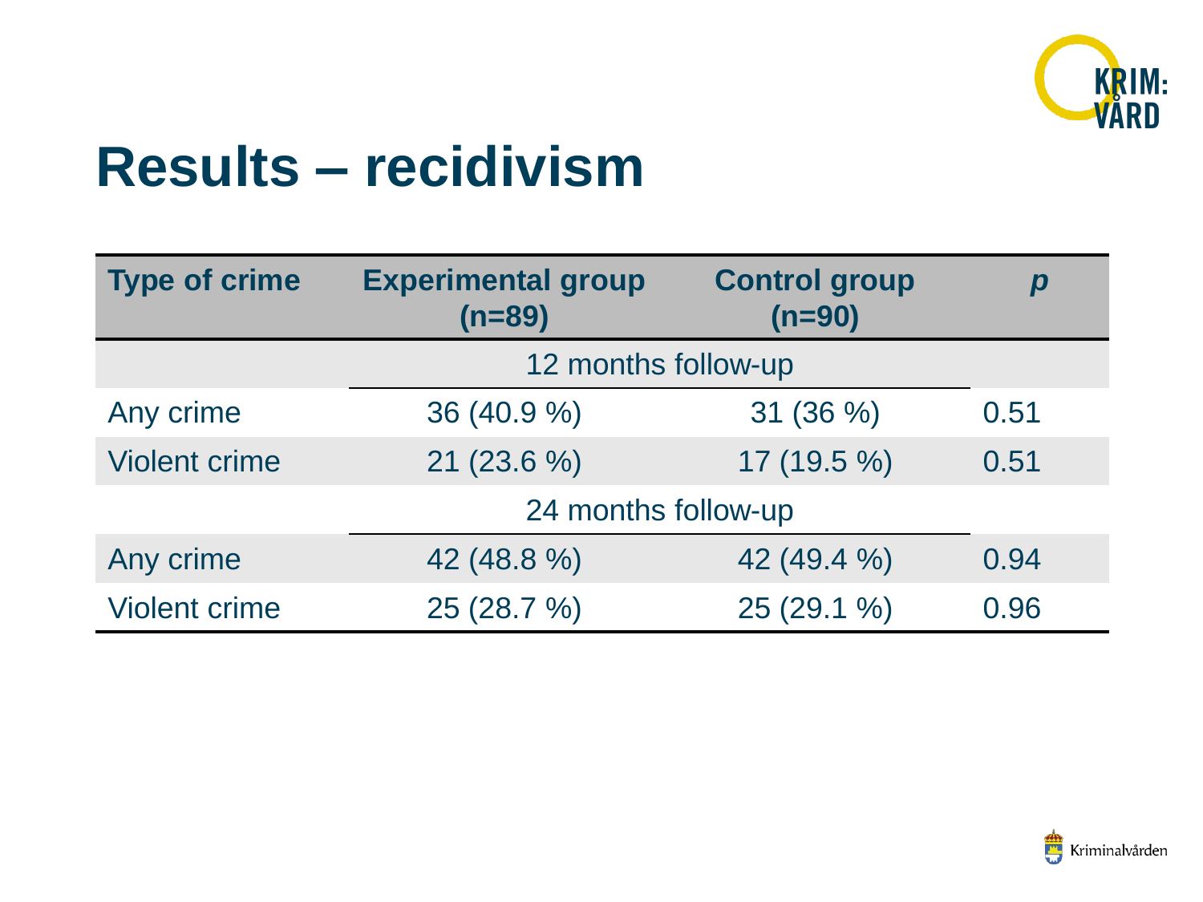# Results – recidivism

| Type of crime | Experimental group (n=89) | Control group (n=90) | *p* |
|---|---|---|---|
| | 12 months follow-up | | |
| Any crime | 36 (40.9 %) | 31 (36 %) | 0.51 |
| Violent crime | 21 (23.6 %) | 17 (19.5 %) | 0.51 |
| | 24 months follow-up | | |
| Any crime | 42 (48.8 %) | 42 (49.4 %) | 0.94 |
| Violent crime | 25 (28.7 %) | 25 (29.1 %) | 0.96 |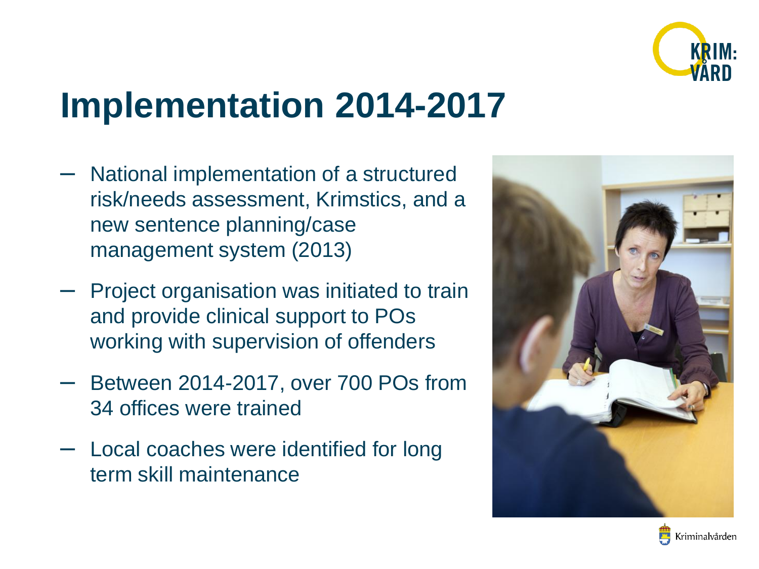# Implementation 2014-2017

- National implementation of a structured risk/needs assessment, Krimstics, and a new sentence planning/case management system (2013)
- Project organisation was initiated to train and provide clinical support to POs working with supervision of offenders
- Between 2014-2017, over 700 POs from 34 offices were trained
- Local coaches were identified for long term skill maintenance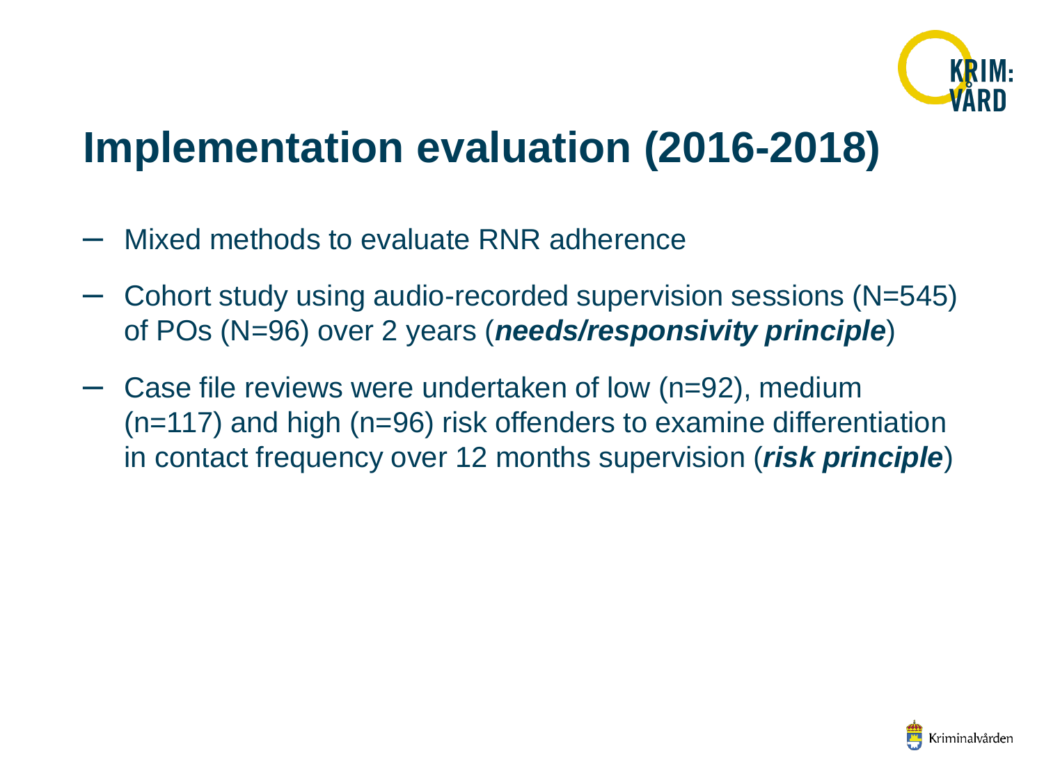# Implementation evaluation (2016-2018)

- Mixed methods to evaluate RNR adherence
- Cohort study using audio-recorded supervision sessions (N=545) of POs (N=96) over 2 years (***needs/responsivity principle***)
- Case file reviews were undertaken of low (n=92), medium (n=117) and high (n=96) risk offenders to examine differentiation in contact frequency over 12 months supervision (***risk principle***)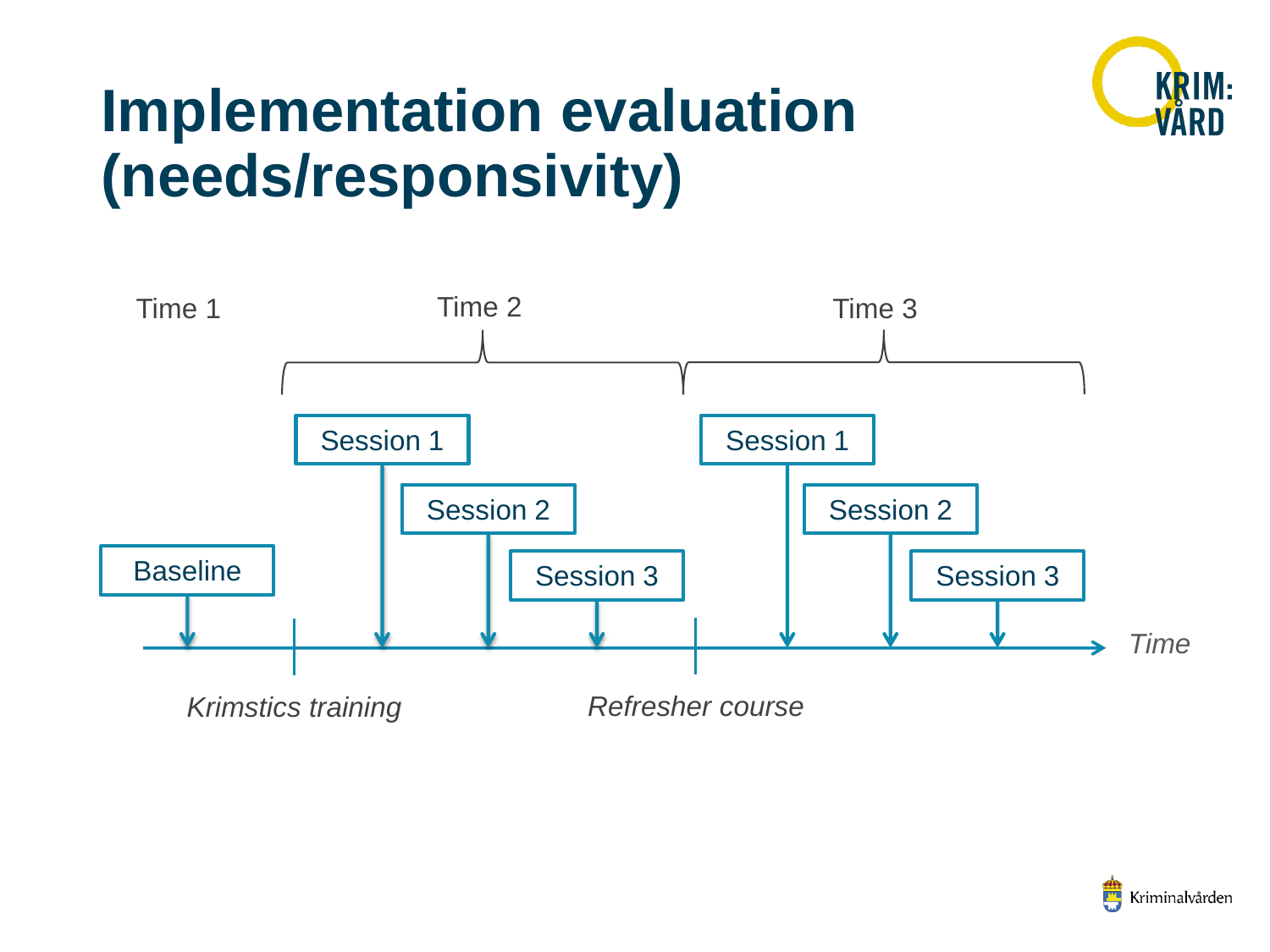# Implementation evaluation (needs/responsivity)

Time 1

Time 2

Time 3

Baseline

Session 1

Session 2

Session 3

Session 1

Session 2

Session 3

*Time*

*Krimstics training*

*Refresher course*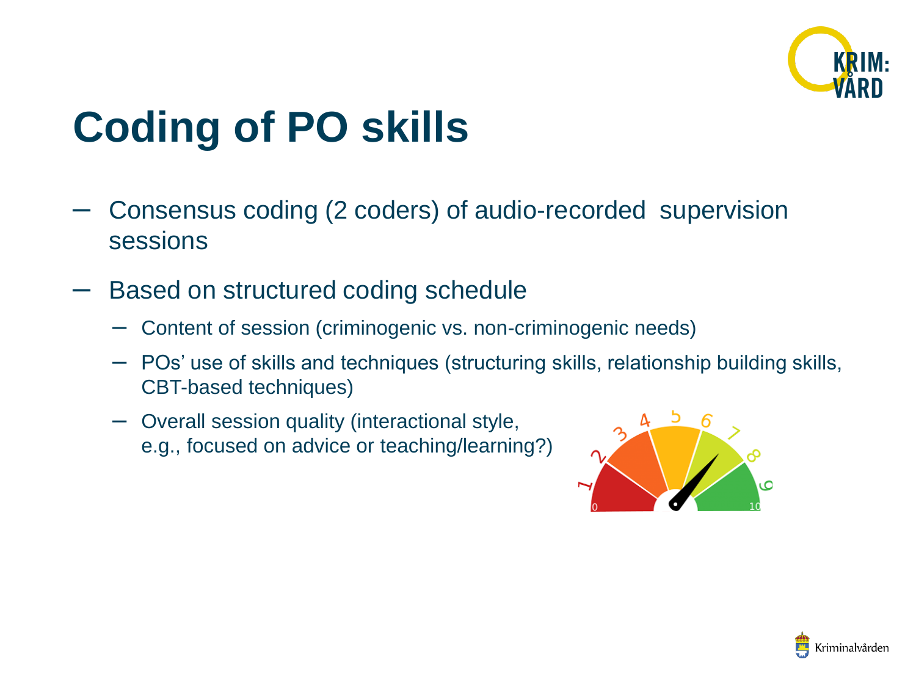# Coding of PO skills

- Consensus coding (2 coders) of audio-recorded supervision sessions
- Based on structured coding schedule
  - Content of session (criminogenic vs. non-criminogenic needs)
  - POs' use of skills and techniques (structuring skills, relationship building skills, CBT-based techniques)
  - Overall session quality (interactional style, e.g., focused on advice or teaching/learning?)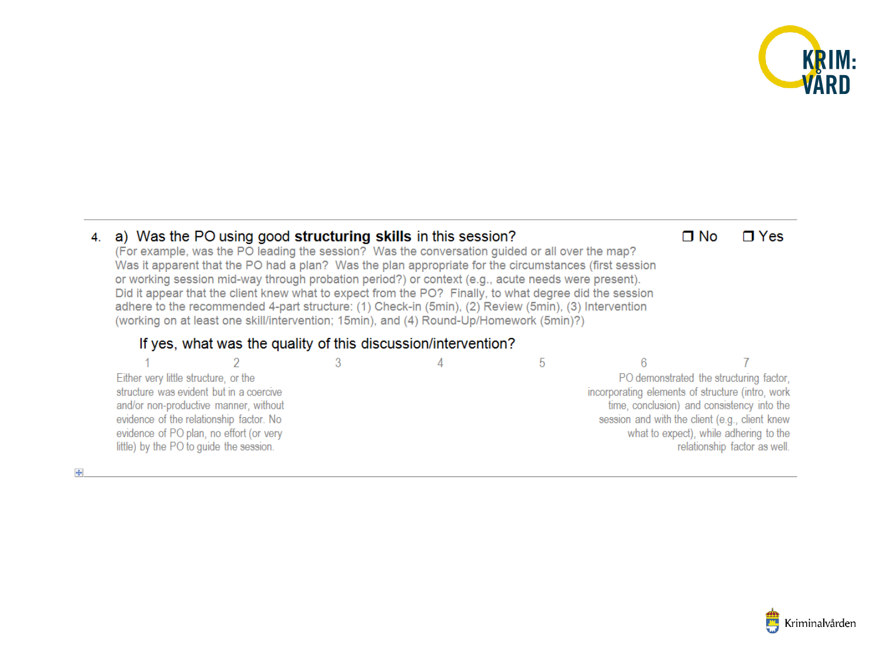4. a) Was the PO using good **structuring skills** in this session? ❐ No ❐ Yes

(For example, was the PO leading the session? Was the conversation guided or all over the map? Was it apparent that the PO had a plan? Was the plan appropriate for the circumstances (first session or working session mid-way through probation period?) or context (e.g., acute needs were present). Did it appear that the client knew what to expect from the PO? Finally, to what degree did the session adhere to the recommended 4-part structure: (1) Check-in (5min), (2) Review (5min), (3) Intervention (working on at least one skill/intervention; 15min), and (4) Round-Up/Homework (5min)?)

If yes, what was the quality of this discussion/intervention?

| 1 | 2 | 3 | 4 | 5 | 6 | 7 |
|---|---|---|---|---|---|---|
| Either very little structure, or the structure was evident but in a coercive and/or non-productive manner, without evidence of the relationship factor. No evidence of PO plan, no effort (or very little) by the PO to guide the session. | | | | | PO demonstrated the structuring factor, incorporating elements of structure (intro, work time, conclusion) and consistency into the session and with the client (e.g., client knew what to expect), while adhering to the relationship factor as well. | |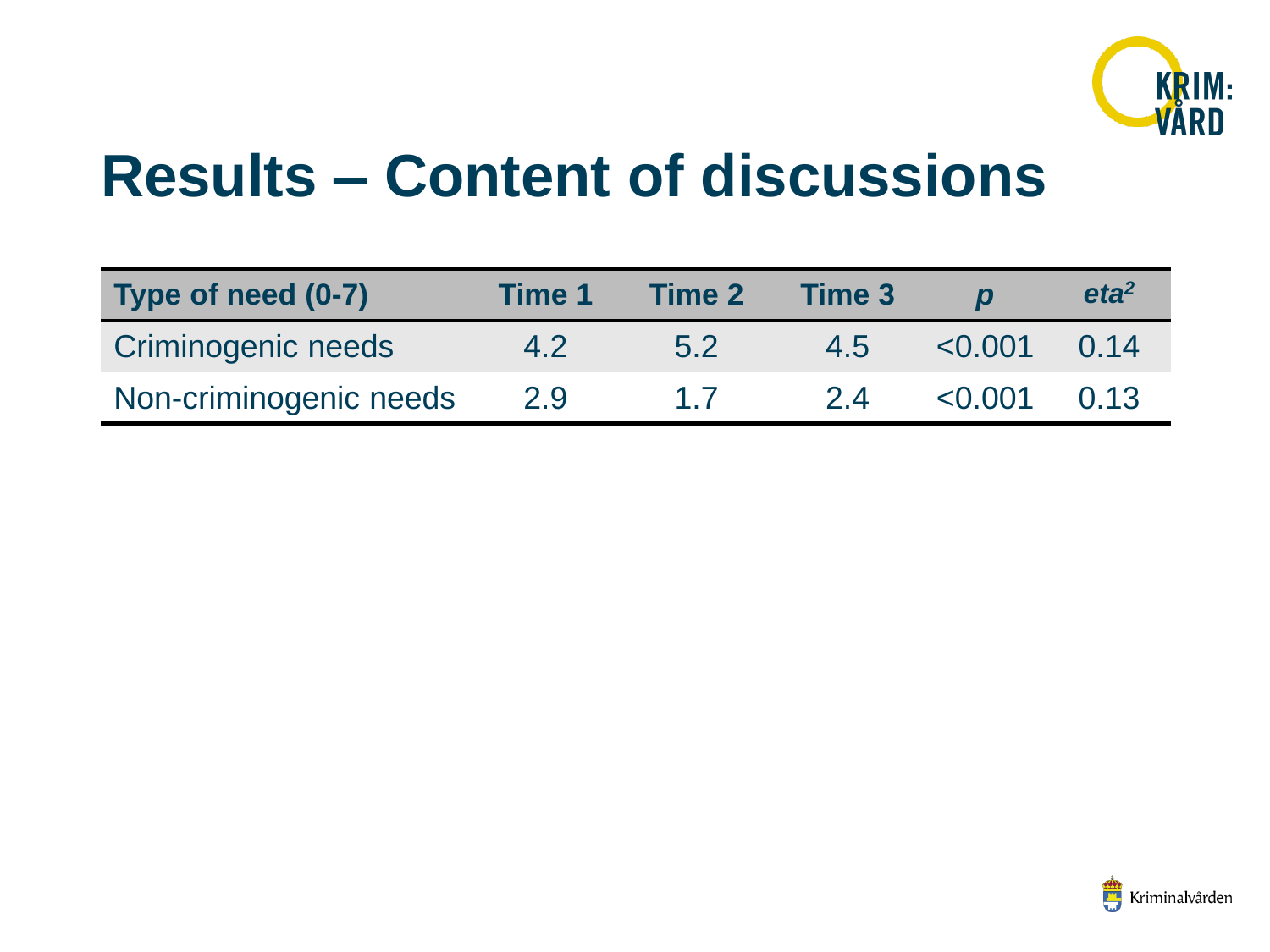# Results – Content of discussions

| Type of need (0-7) | Time 1 | Time 2 | Time 3 | *p* | *$eta^2$* |
|---|---|---|---|---|---|
| Criminogenic needs | 4.2 | 5.2 | 4.5 | <0.001 | 0.14 |
| Non-criminogenic needs | 2.9 | 1.7 | 2.4 | <0.001 | 0.13 |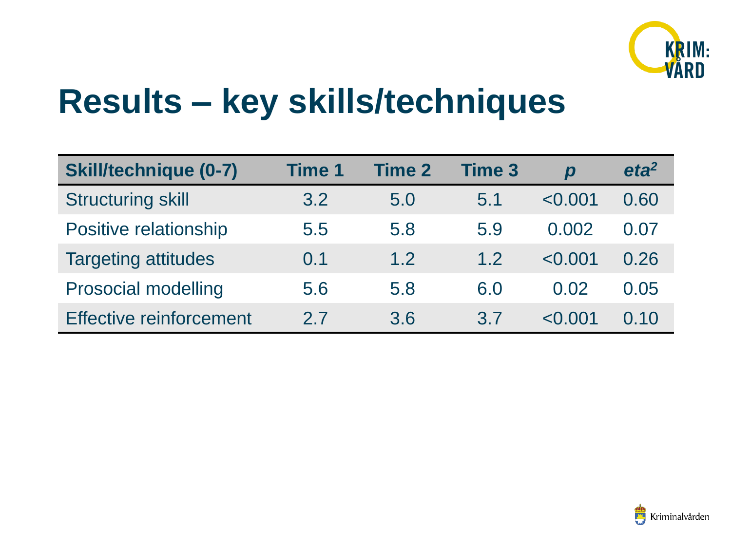# Results – key skills/techniques

| Skill/technique (0-7) | Time 1 | Time 2 | Time 3 | *p* | *eta*$^2$ |
|---|---|---|---|---|---|
| Structuring skill | 3.2 | 5.0 | 5.1 | <0.001 | 0.60 |
| Positive relationship | 5.5 | 5.8 | 5.9 | 0.002 | 0.07 |
| Targeting attitudes | 0.1 | 1.2 | 1.2 | <0.001 | 0.26 |
| Prosocial modelling | 5.6 | 5.8 | 6.0 | 0.02 | 0.05 |
| Effective reinforcement | 2.7 | 3.6 | 3.7 | <0.001 | 0.10 |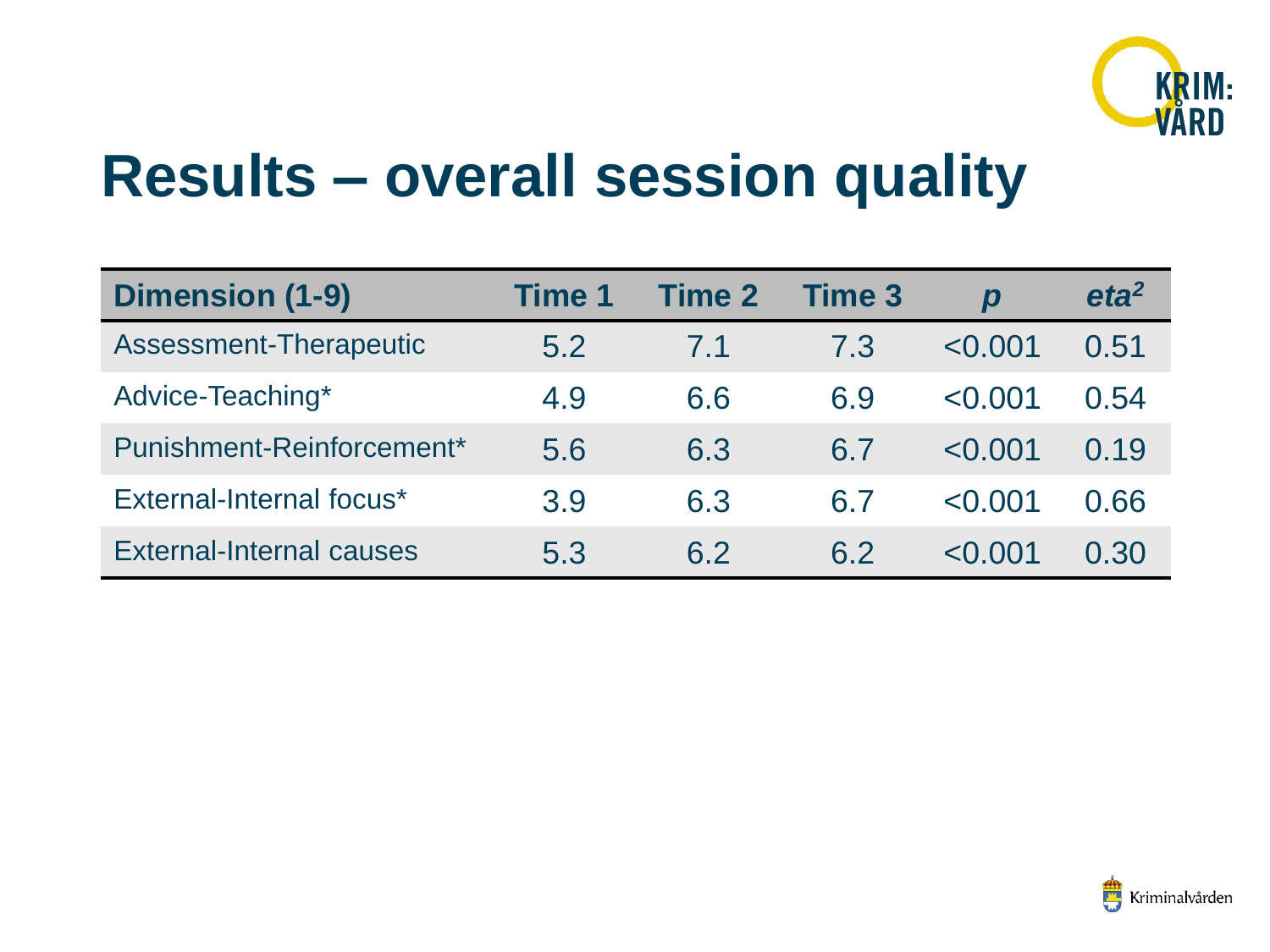# Results – overall session quality

| Dimension (1-9) | Time 1 | Time 2 | Time 3 | *p* | *eta*$^2$ |
|---|---|---|---|---|---|
| Assessment-Therapeutic | 5.2 | 7.1 | 7.3 | <0.001 | 0.51 |
| Advice-Teaching* | 4.9 | 6.6 | 6.9 | <0.001 | 0.54 |
| Punishment-Reinforcement* | 5.6 | 6.3 | 6.7 | <0.001 | 0.19 |
| External-Internal focus* | 3.9 | 6.3 | 6.7 | <0.001 | 0.66 |
| External-Internal causes | 5.3 | 6.2 | 6.2 | <0.001 | 0.30 |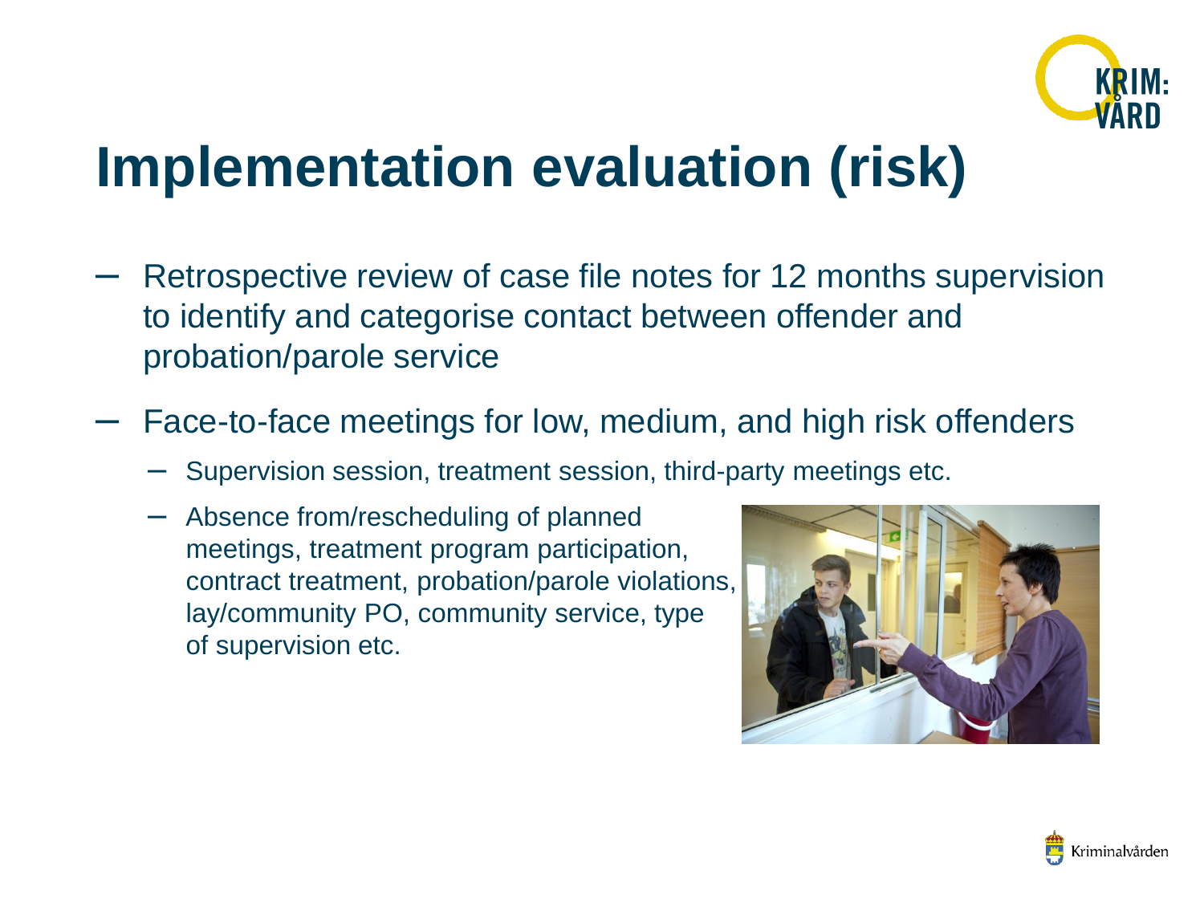# Implementation evaluation (risk)

- Retrospective review of case file notes for 12 months supervision to identify and categorise contact between offender and probation/parole service
- Face-to-face meetings for low, medium, and high risk offenders
  - Supervision session, treatment session, third-party meetings etc.
  - Absence from/rescheduling of planned meetings, treatment program participation, contract treatment, probation/parole violations, lay/community PO, community service, type of supervision etc.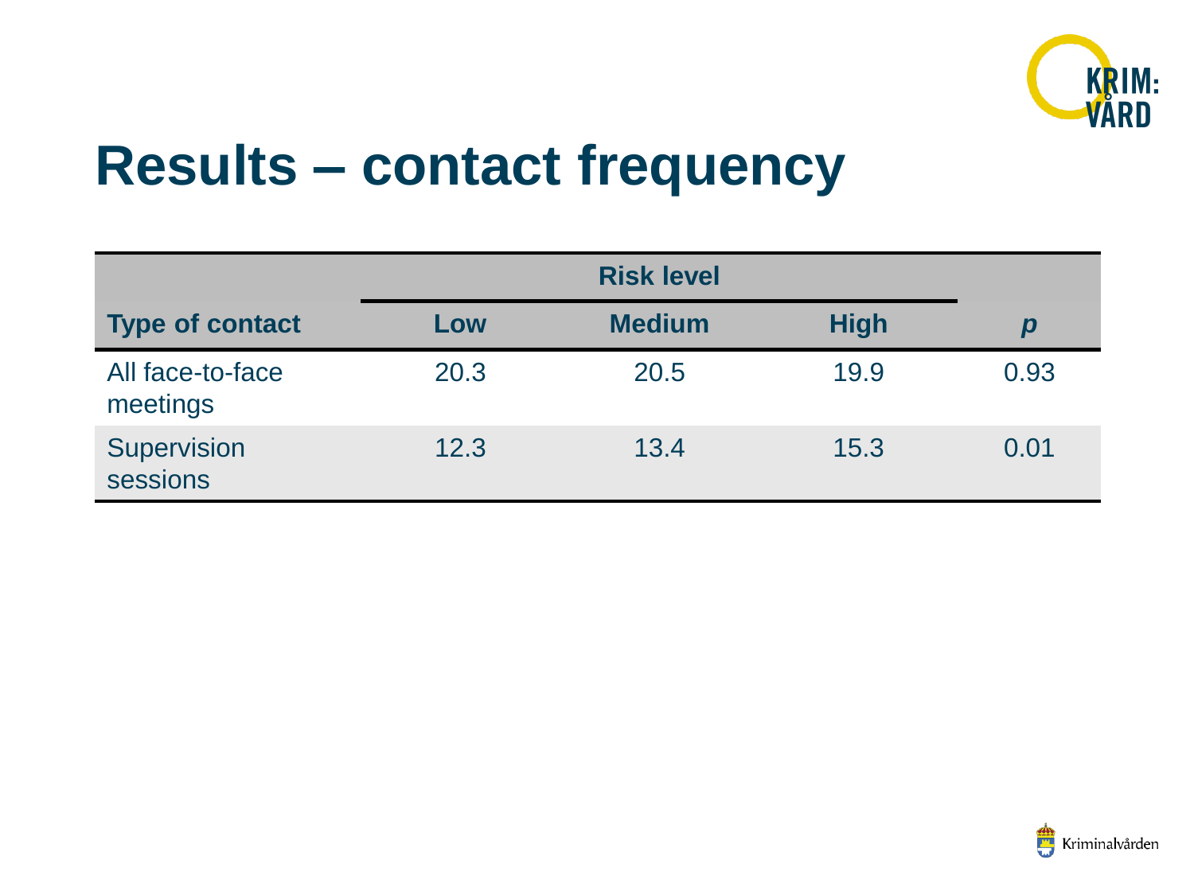# Results – contact frequency

| Type of contact | Risk level | | | *p* |
|---|---|---|---|---|
| | Low | Medium | High | |
| All face-to-face meetings | 20.3 | 20.5 | 19.9 | 0.93 |
| Supervision sessions | 12.3 | 13.4 | 15.3 | 0.01 |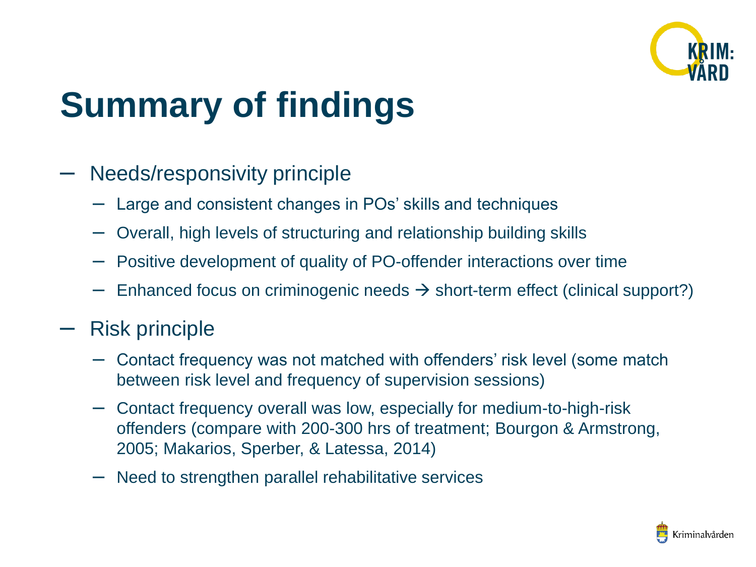# Summary of findings

- Needs/responsivity principle
  - Large and consistent changes in POs' skills and techniques
  - Overall, high levels of structuring and relationship building skills
  - Positive development of quality of PO-offender interactions over time
  - Enhanced focus on criminogenic needs → short-term effect (clinical support?)
- Risk principle
  - Contact frequency was not matched with offenders' risk level (some match between risk level and frequency of supervision sessions)
  - Contact frequency overall was low, especially for medium-to-high-risk offenders (compare with 200-300 hrs of treatment; Bourgon & Armstrong, 2005; Makarios, Sperber, & Latessa, 2014)
  - Need to strengthen parallel rehabilitative services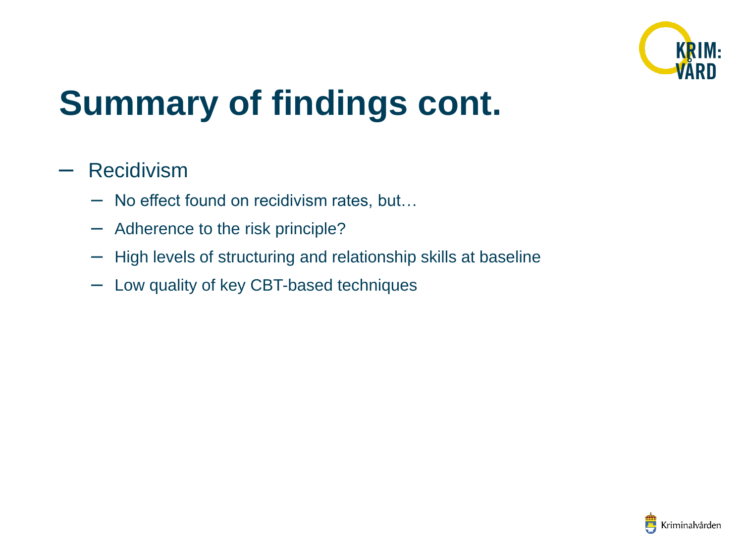# Summary of findings cont.

- Recidivism
  - No effect found on recidivism rates, but…
  - Adherence to the risk principle?
  - High levels of structuring and relationship skills at baseline
  - Low quality of key CBT-based techniques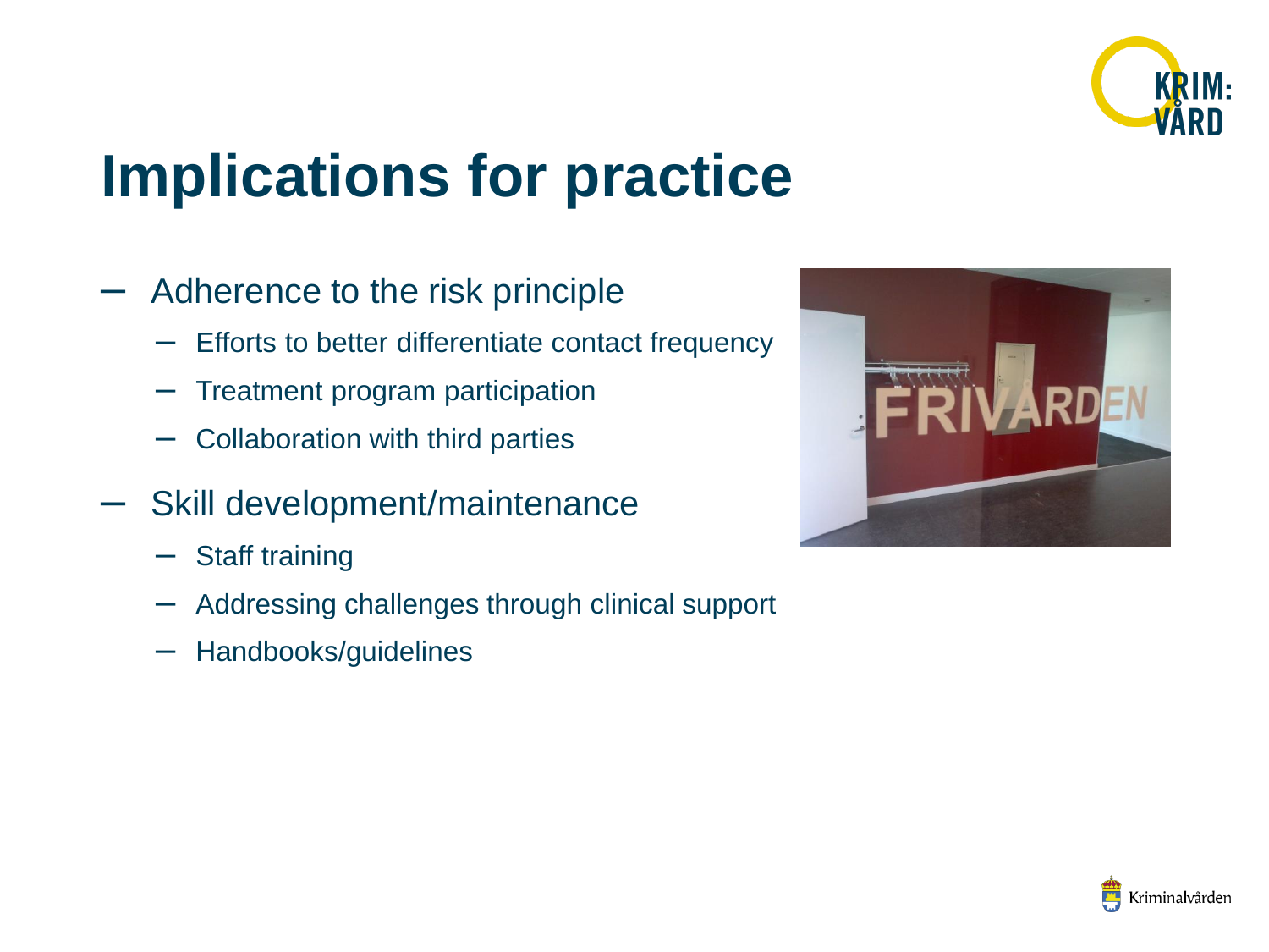# Implications for practice

- Adherence to the risk principle
  - Efforts to better differentiate contact frequency
  - Treatment program participation
  - Collaboration with third parties
- Skill development/maintenance
  - Staff training
  - Addressing challenges through clinical support
  - Handbooks/guidelines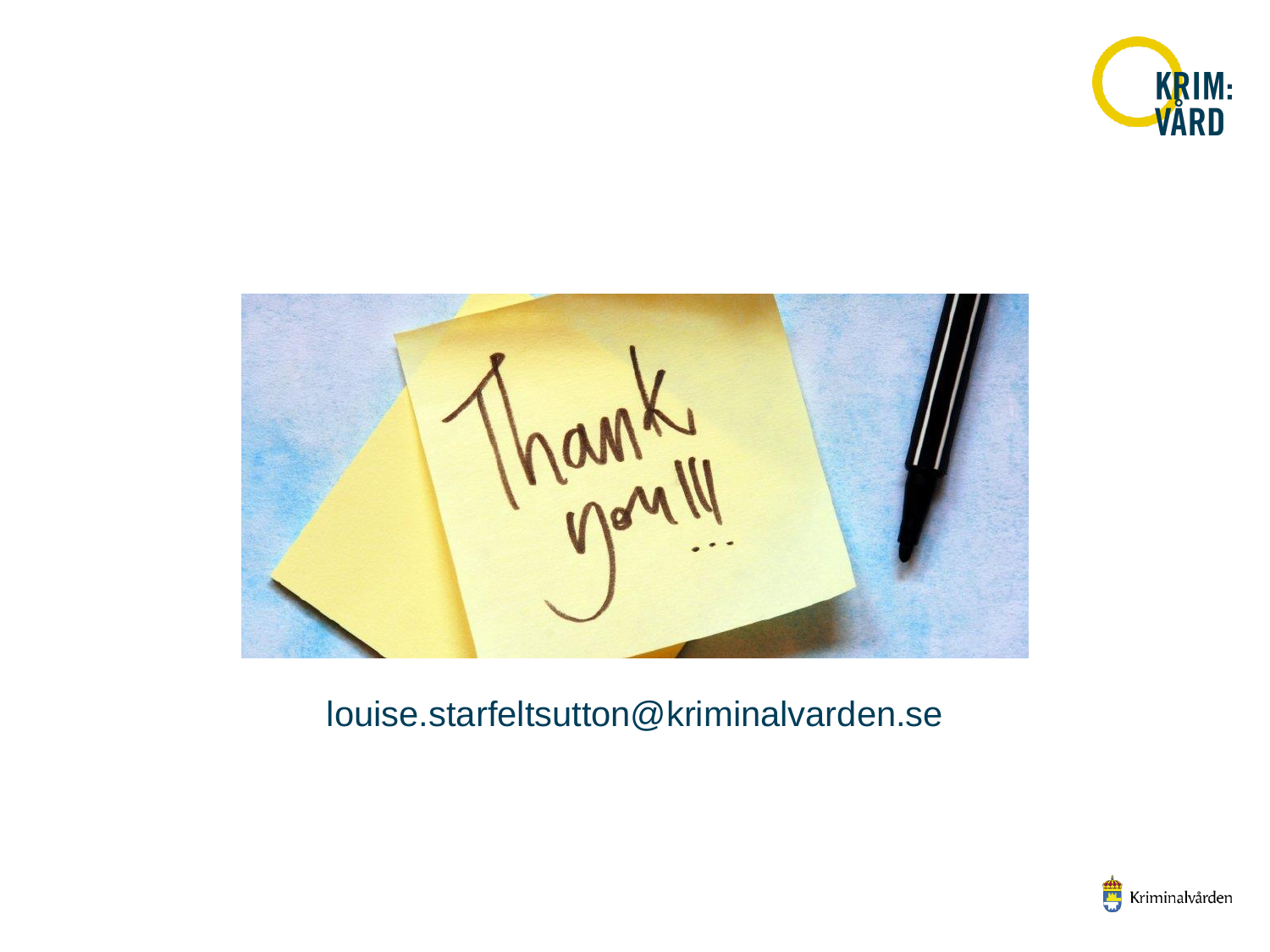louise.starfeltsutton@kriminalvarden.se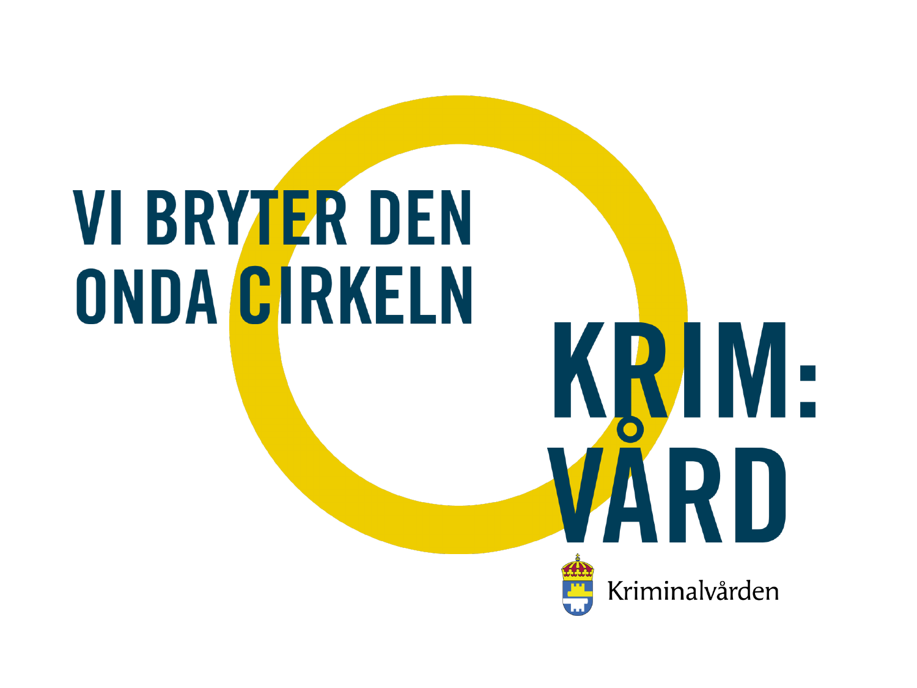VI BRYTER DEN ONDA CIRKELN

KRIM:
VÅRD

Kriminalvården